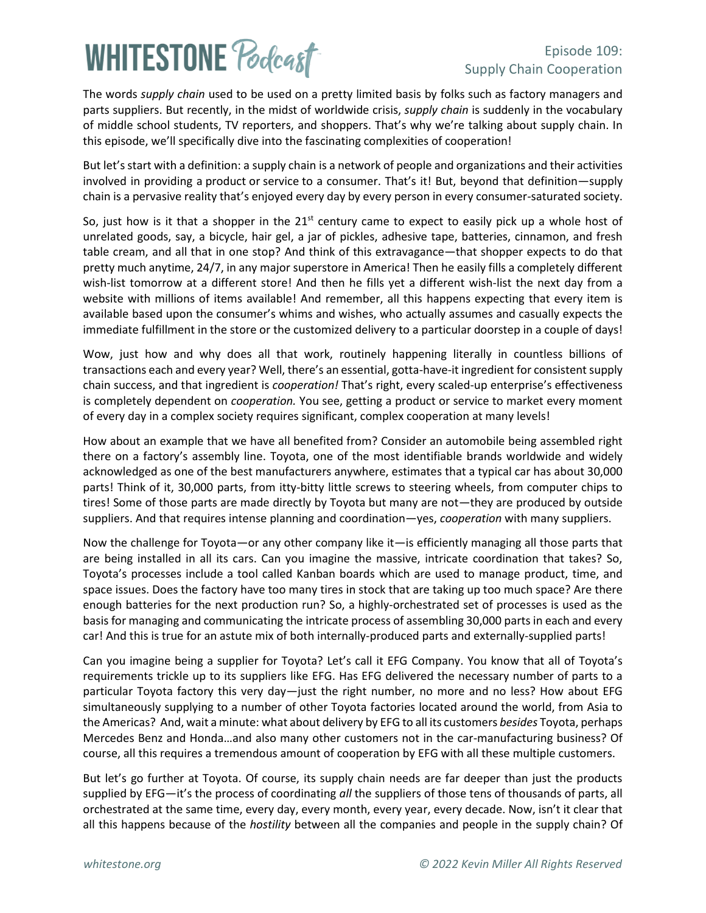The words *supply chain* used to be used on a pretty limited basis by folks such as factory managers and parts suppliers. But recently, in the midst of worldwide crisis, *supply chain* is suddenly in the vocabulary of middle school students, TV reporters, and shoppers. That's why we're talking about supply chain. In this episode, we'll specifically dive into the fascinating complexities of cooperation!

But let's start with a definition: a supply chain is a network of people and organizations and their activities involved in providing a product or service to a consumer. That's it! But, beyond that definition—supply chain is a pervasive reality that's enjoyed every day by every person in every consumer-saturated society.

So, just how is it that a shopper in the 21st century came to expect to easily pick up a whole host of unrelated goods, say, a bicycle, hair gel, a jar of pickles, adhesive tape, batteries, cinnamon, and fresh table cream, and all that in one stop? And think of this extravagance—that shopper expects to do that pretty much anytime, 24/7, in any major superstore in America! Then he easily fills a completely different wish-list tomorrow at a different store! And then he fills yet a different wish-list the next day from a website with millions of items available! And remember, all this happens expecting that every item is available based upon the consumer's whims and wishes, who actually assumes and casually expects the immediate fulfillment in the store or the customized delivery to a particular doorstep in a couple of days!

Wow, just how and why does all that work, routinely happening literally in countless billions of transactions each and every year? Well, there's an essential, gotta-have-it ingredient for consistent supply chain success, and that ingredient is *cooperation!* That's right, every scaled-up enterprise's effectiveness is completely dependent on *cooperation.* You see, getting a product or service to market every moment of every day in a complex society requires significant, complex cooperation at many levels!

How about an example that we have all benefited from? Consider an automobile being assembled right there on a factory's assembly line. Toyota, one of the most identifiable brands worldwide and widely acknowledged as one of the best manufacturers anywhere, estimates that a typical car has about 30,000 parts! Think of it, 30,000 parts, from itty-bitty little screws to steering wheels, from computer chips to tires! Some of those parts are made directly by Toyota but many are not—they are produced by outside suppliers. And that requires intense planning and coordination—yes, *cooperation* with many suppliers.

Now the challenge for Toyota—or any other company like it—is efficiently managing all those parts that are being installed in all its cars. Can you imagine the massive, intricate coordination that takes? So, Toyota's processes include a tool called Kanban boards which are used to manage product, time, and space issues. Does the factory have too many tires in stock that are taking up too much space? Are there enough batteries for the next production run? So, a highly-orchestrated set of processes is used as the basis for managing and communicating the intricate process of assembling 30,000 parts in each and every car! And this is true for an astute mix of both internally-produced parts and externally-supplied parts!

Can you imagine being a supplier for Toyota? Let's call it EFG Company. You know that all of Toyota's requirements trickle up to its suppliers like EFG. Has EFG delivered the necessary number of parts to a particular Toyota factory this very day—just the right number, no more and no less? How about EFG simultaneously supplying to a number of other Toyota factories located around the world, from Asia to the Americas? And, wait a minute: what about delivery by EFG to all its customers *besides* Toyota, perhaps Mercedes Benz and Honda…and also many other customers not in the car-manufacturing business? Of course, all this requires a tremendous amount of cooperation by EFG with all these multiple customers.

But let's go further at Toyota. Of course, its supply chain needs are far deeper than just the products supplied by EFG—it's the process of coordinating *all* the suppliers of those tens of thousands of parts, all orchestrated at the same time, every day, every month, every year, every decade. Now, isn't it clear that all this happens because of the *hostility* between all the companies and people in the supply chain? Of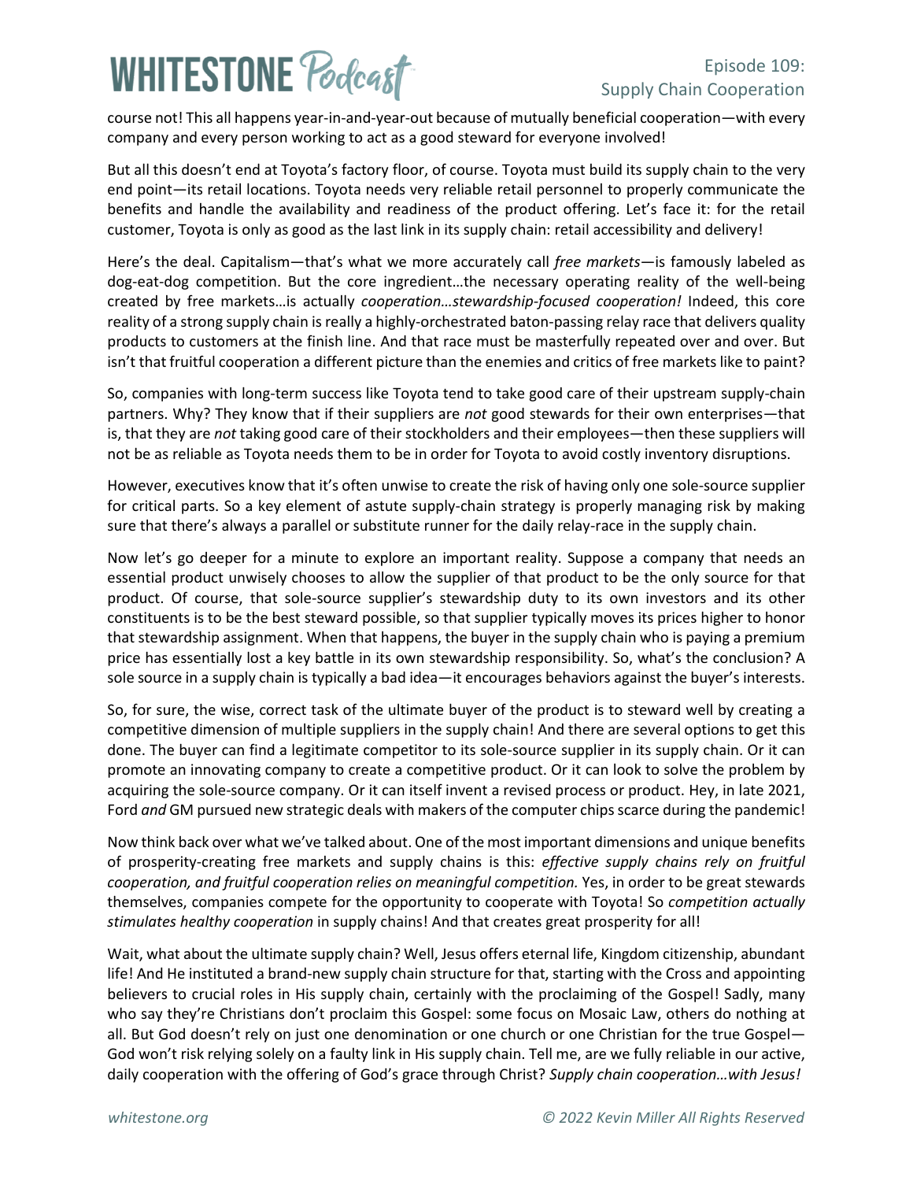course not! This all happens year-in-and-year-out because of mutually beneficial cooperation—with every company and every person working to act as a good steward for everyone involved!

But all this doesn't end at Toyota's factory floor, of course. Toyota must build its supply chain to the very end point—its retail locations. Toyota needs very reliable retail personnel to properly communicate the benefits and handle the availability and readiness of the product offering. Let's face it: for the retail customer, Toyota is only as good as the last link in its supply chain: retail accessibility and delivery!

Here's the deal. Capitalism—that's what we more accurately call *free markets*—is famously labeled as dog-eat-dog competition. But the core ingredient…the necessary operating reality of the well-being created by free markets…is actually *cooperation…stewardship-focused cooperation!* Indeed, this core reality of a strong supply chain is really a highly-orchestrated baton-passing relay race that delivers quality products to customers at the finish line. And that race must be masterfully repeated over and over. But isn't that fruitful cooperation a different picture than the enemies and critics of free markets like to paint?

So, companies with long-term success like Toyota tend to take good care of their upstream supply-chain partners. Why? They know that if their suppliers are *not* good stewards for their own enterprises—that is, that they are *not* taking good care of their stockholders and their employees—then these suppliers will not be as reliable as Toyota needs them to be in order for Toyota to avoid costly inventory disruptions.

However, executives know that it's often unwise to create the risk of having only one sole-source supplier for critical parts. So a key element of astute supply-chain strategy is properly managing risk by making sure that there's always a parallel or substitute runner for the daily relay-race in the supply chain.

Now let's go deeper for a minute to explore an important reality. Suppose a company that needs an essential product unwisely chooses to allow the supplier of that product to be the only source for that product. Of course, that sole-source supplier's stewardship duty to its own investors and its other constituents is to be the best steward possible, so that supplier typically moves its prices higher to honor that stewardship assignment. When that happens, the buyer in the supply chain who is paying a premium price has essentially lost a key battle in its own stewardship responsibility. So, what's the conclusion? A sole source in a supply chain is typically a bad idea—it encourages behaviors against the buyer's interests.

So, for sure, the wise, correct task of the ultimate buyer of the product is to steward well by creating a competitive dimension of multiple suppliers in the supply chain! And there are several options to get this done. The buyer can find a legitimate competitor to its sole-source supplier in its supply chain. Or it can promote an innovating company to create a competitive product. Or it can look to solve the problem by acquiring the sole-source company. Or it can itself invent a revised process or product. Hey, in late 2021, Ford *and* GM pursued new strategic deals with makers of the computer chips scarce during the pandemic!

Now think back over what we've talked about. One of the most important dimensions and unique benefits of prosperity-creating free markets and supply chains is this: *effective supply chains rely on fruitful cooperation, and fruitful cooperation relies on meaningful competition.* Yes, in order to be great stewards themselves, companies compete for the opportunity to cooperate with Toyota! So *competition actually stimulates healthy cooperation* in supply chains! And that creates great prosperity for all!

Wait, what about the ultimate supply chain? Well, Jesus offers eternal life, Kingdom citizenship, abundant life! And He instituted a brand-new supply chain structure for that, starting with the Cross and appointing believers to crucial roles in His supply chain, certainly with the proclaiming of the Gospel! Sadly, many who say they're Christians don't proclaim this Gospel: some focus on Mosaic Law, others do nothing at all. But God doesn't rely on just one denomination or one church or one Christian for the true Gospel—God won't risk relying solely on a faulty link in His supply chain. Tell me, are we fully reliable in our active, daily cooperation with the offering of God's grace through Christ? *Supply chain cooperation…with Jesus!*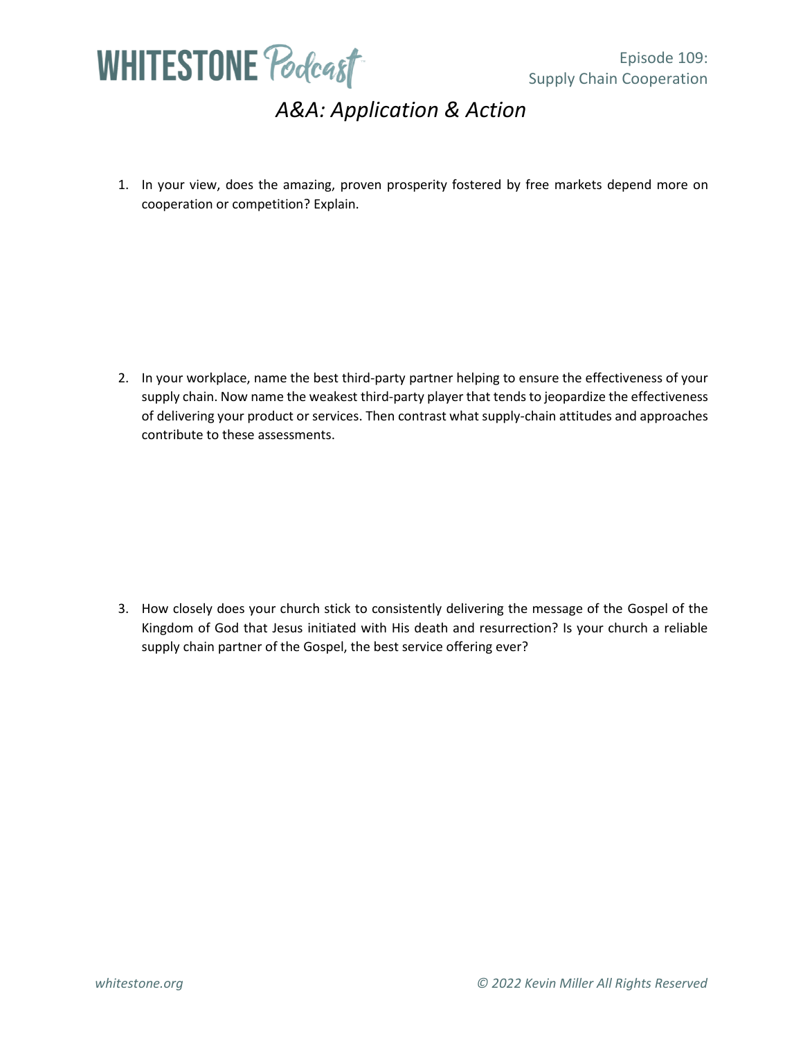# A&A: Application & Action

1. In your view, does the amazing, proven prosperity fostered by free markets depend more on cooperation or competition? Explain.

2. In your workplace, name the best third-party partner helping to ensure the effectiveness of your supply chain. Now name the weakest third-party player that tends to jeopardize the effectiveness of delivering your product or services. Then contrast what supply-chain attitudes and approaches contribute to these assessments.

3. How closely does your church stick to consistently delivering the message of the Gospel of the Kingdom of God that Jesus initiated with His death and resurrection? Is your church a reliable supply chain partner of the Gospel, the best service offering ever?